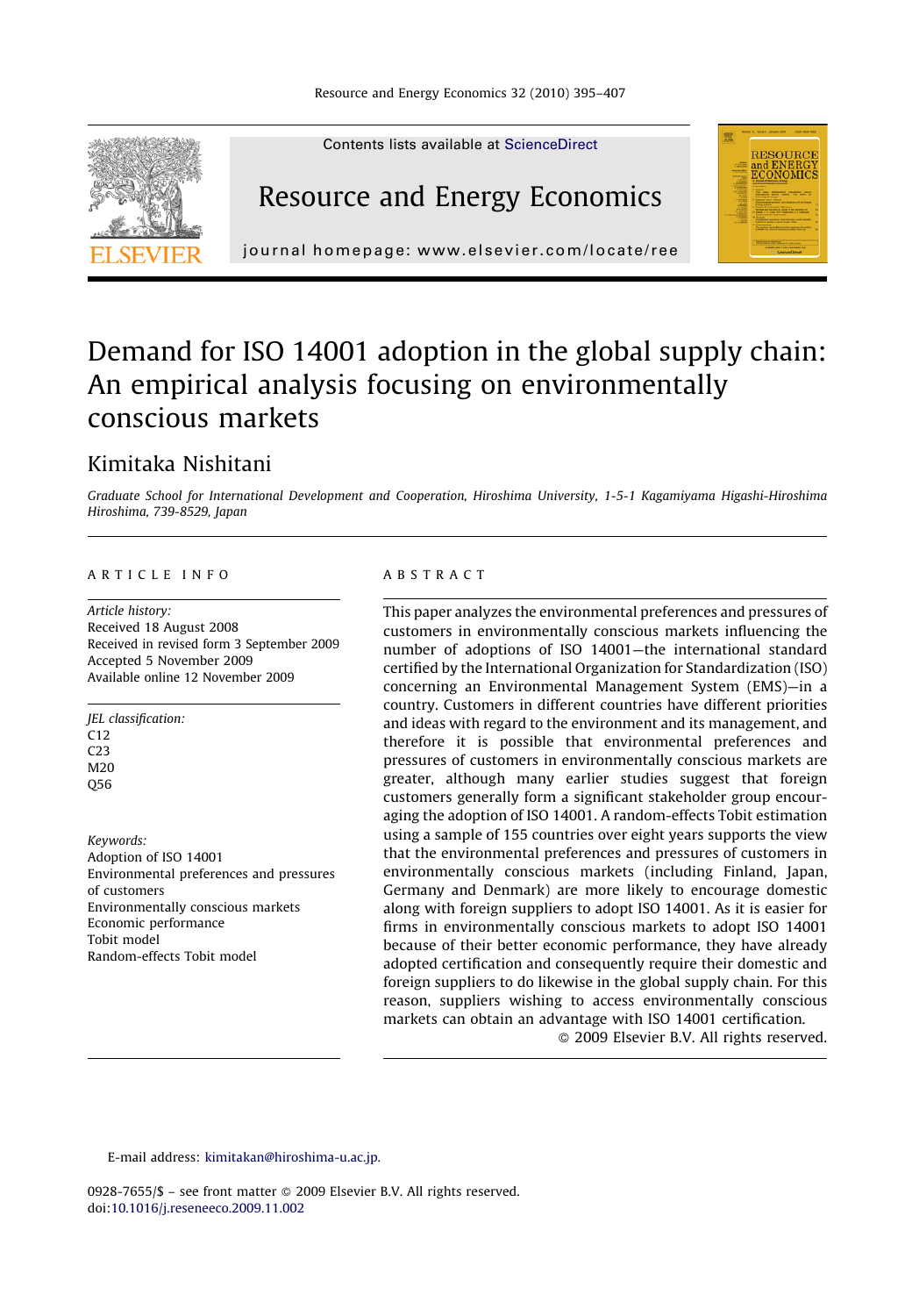Contents lists available at ScienceDirect

# Resource and Energy Economics

journal homepage: www.elsevier.com/locate/ree

# Demand for ISO 14001 adoption in the global supply chain: An empirical analysis focusing on environmentally conscious markets

## Kimitaka Nishitani

*Graduate School for International Development and Cooperation, Hiroshima University, 1-5-1 Kagamiyama Higashi-Hiroshima Hiroshima, 739-8529, Japan*

### ARTICLE INFO

*Article history:*
Received 18 August 2008
Received in revised form 3 September 2009
Accepted 5 November 2009
Available online 12 November 2009

*JEL classification:*
C12
C23
M20
Q56

*Keywords:*
Adoption of ISO 14001
Environmental preferences and pressures of customers
Environmentally conscious markets
Economic performance
Tobit model
Random-effects Tobit model

### ABSTRACT

This paper analyzes the environmental preferences and pressures of customers in environmentally conscious markets influencing the number of adoptions of ISO 14001—the international standard certified by the International Organization for Standardization (ISO) concerning an Environmental Management System (EMS)—in a country. Customers in different countries have different priorities and ideas with regard to the environment and its management, and therefore it is possible that environmental preferences and pressures of customers in environmentally conscious markets are greater, although many earlier studies suggest that foreign customers generally form a significant stakeholder group encouraging the adoption of ISO 14001. A random-effects Tobit estimation using a sample of 155 countries over eight years supports the view that the environmental preferences and pressures of customers in environmentally conscious markets (including Finland, Japan, Germany and Denmark) are more likely to encourage domestic along with foreign suppliers to adopt ISO 14001. As it is easier for firms in environmentally conscious markets to adopt ISO 14001 because of their better economic performance, they have already adopted certification and consequently require their domestic and foreign suppliers to do likewise in the global supply chain. For this reason, suppliers wishing to access environmentally conscious markets can obtain an advantage with ISO 14001 certification.

© 2009 Elsevier B.V. All rights reserved.

E-mail address: kimitakan@hiroshima-u.ac.jp.

0928-7655/$ – see front matter © 2009 Elsevier B.V. All rights reserved.
doi:10.1016/j.reseneeco.2009.11.002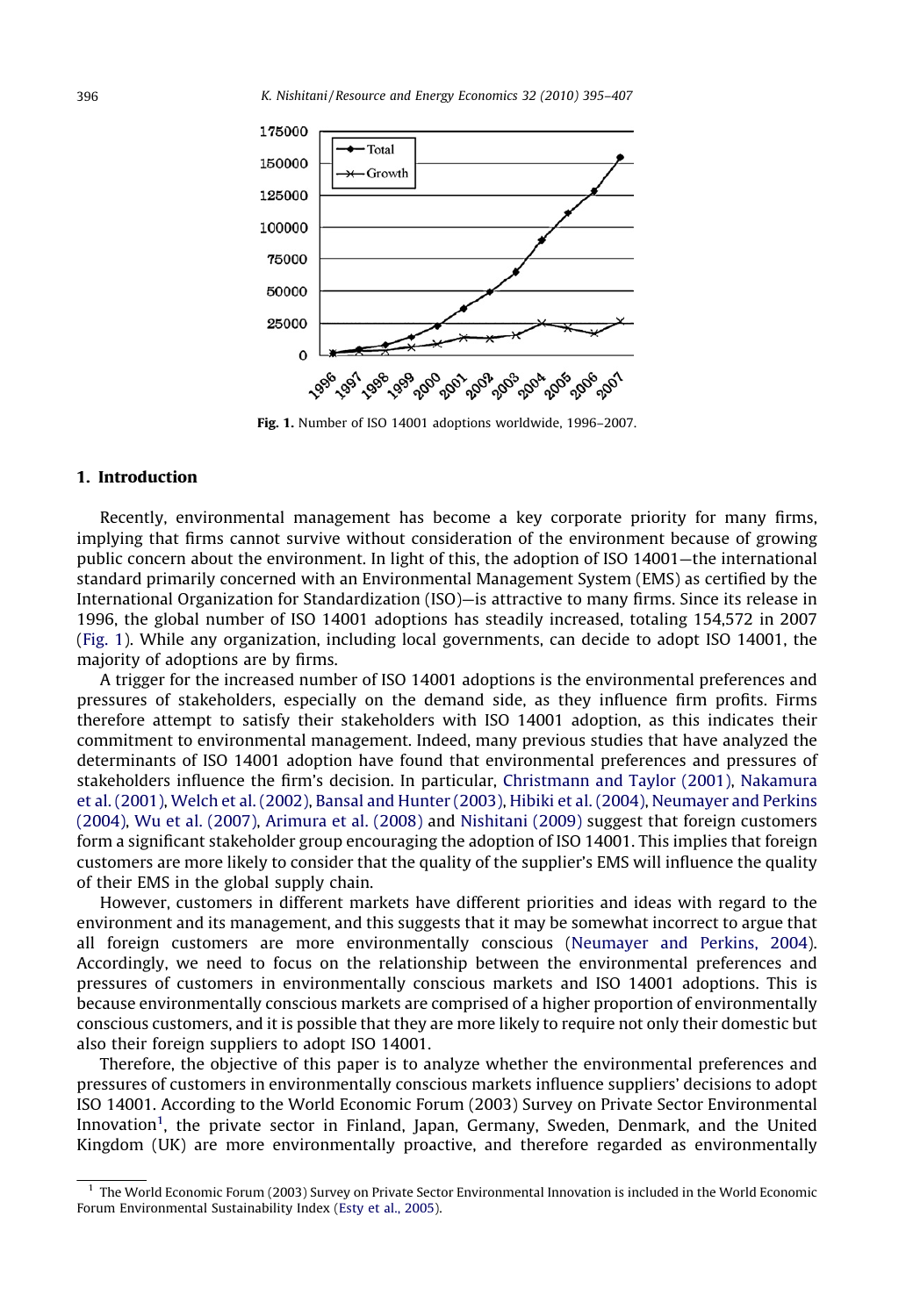**Fig. 1.** Number of ISO 14001 adoptions worldwide, 1996–2007.

## 1. Introduction

Recently, environmental management has become a key corporate priority for many firms, implying that firms cannot survive without consideration of the environment because of growing public concern about the environment. In light of this, the adoption of ISO 14001—the international standard primarily concerned with an Environmental Management System (EMS) as certified by the International Organization for Standardization (ISO)—is attractive to many firms. Since its release in 1996, the global number of ISO 14001 adoptions has steadily increased, totaling 154,572 in 2007 (Fig. 1). While any organization, including local governments, can decide to adopt ISO 14001, the majority of adoptions are by firms.

A trigger for the increased number of ISO 14001 adoptions is the environmental preferences and pressures of stakeholders, especially on the demand side, as they influence firm profits. Firms therefore attempt to satisfy their stakeholders with ISO 14001 adoption, as this indicates their commitment to environmental management. Indeed, many previous studies that have analyzed the determinants of ISO 14001 adoption have found that environmental preferences and pressures of stakeholders influence the firm's decision. In particular, Christmann and Taylor (2001), Nakamura et al. (2001), Welch et al. (2002), Bansal and Hunter (2003), Hibiki et al. (2004), Neumayer and Perkins (2004), Wu et al. (2007), Arimura et al. (2008) and Nishitani (2009) suggest that foreign customers form a significant stakeholder group encouraging the adoption of ISO 14001. This implies that foreign customers are more likely to consider that the quality of the supplier's EMS will influence the quality of their EMS in the global supply chain.

However, customers in different markets have different priorities and ideas with regard to the environment and its management, and this suggests that it may be somewhat incorrect to argue that all foreign customers are more environmentally conscious (Neumayer and Perkins, 2004). Accordingly, we need to focus on the relationship between the environmental preferences and pressures of customers in environmentally conscious markets and ISO 14001 adoptions. This is because environmentally conscious markets are comprised of a higher proportion of environmentally conscious customers, and it is possible that they are more likely to require not only their domestic but also their foreign suppliers to adopt ISO 14001.

Therefore, the objective of this paper is to analyze whether the environmental preferences and pressures of customers in environmentally conscious markets influence suppliers' decisions to adopt ISO 14001. According to the World Economic Forum (2003) Survey on Private Sector Environmental Innovation[1], the private sector in Finland, Japan, Germany, Sweden, Denmark, and the United Kingdom (UK) are more environmentally proactive, and therefore regarded as environmentally

[1] The World Economic Forum (2003) Survey on Private Sector Environmental Innovation is included in the World Economic Forum Environmental Sustainability Index (Esty et al., 2005).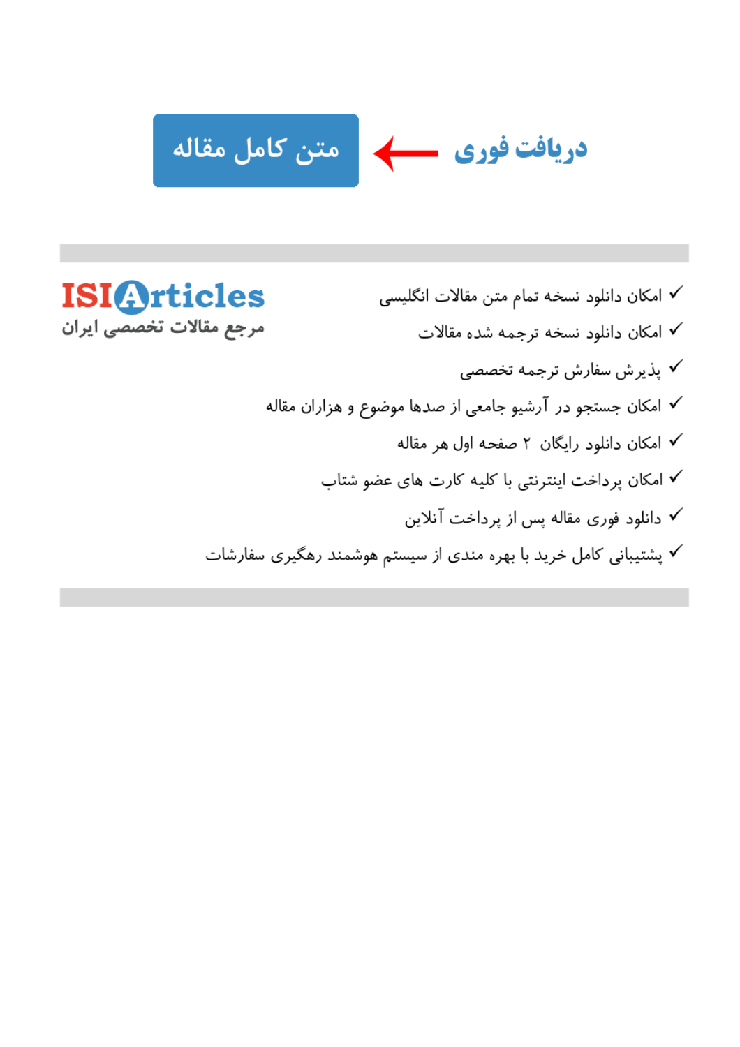دریافت فوری ← متن کامل مقاله

**ISIArticles**
مرجع مقالات تخصصی ایران

- ✓ امکان دانلود نسخه تمام متن مقالات انگلیسی
- ✓ امکان دانلود نسخه ترجمه شده مقالات
- ✓ پذیرش سفارش ترجمه تخصصی
- ✓ امکان جستجو در آرشیو جامعی از صدها موضوع و هزاران مقاله
- ✓ امکان دانلود رایگان ۲ صفحه اول هر مقاله
- ✓ امکان پرداخت اینترنتی با کلیه کارت های عضو شتاب
- ✓ دانلود فوری مقاله پس از پرداخت آنلاین
- ✓ پشتیبانی کامل خرید با بهره مندی از سیستم هوشمند رهگیری سفارشات